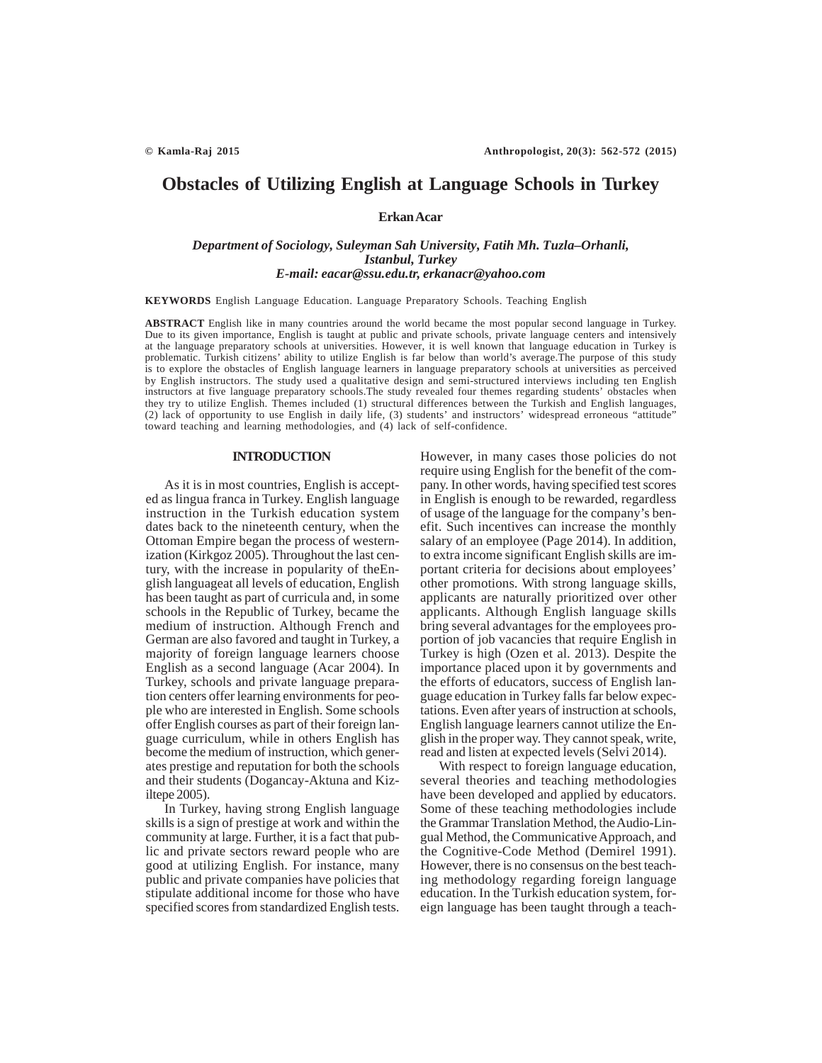# Obstacles of Utilizing English at Language Schools in Turkey

**Erkan Acar**

*Department of Sociology, Suleyman Sah University, Fatih Mh. Tuzla–Orhanli, Istanbul, Turkey*
*E-mail: eacar@ssu.edu.tr, erkanacr@yahoo.com*

**KEYWORDS** English Language Education. Language Preparatory Schools. Teaching English

**ABSTRACT** English like in many countries around the world became the most popular second language in Turkey. Due to its given importance, English is taught at public and private schools, private language centers and intensively at the language preparatory schools at universities. However, it is well known that language education in Turkey is problematic. Turkish citizens' ability to utilize English is far below than world's average.The purpose of this study is to explore the obstacles of English language learners in language preparatory schools at universities as perceived by English instructors. The study used a qualitative design and semi-structured interviews including ten English instructors at five language preparatory schools.The study revealed four themes regarding students' obstacles when they try to utilize English. Themes included (1) structural differences between the Turkish and English languages, (2) lack of opportunity to use English in daily life, (3) students' and instructors' widespread erroneous "attitude" toward teaching and learning methodologies, and (4) lack of self-confidence.

## INTRODUCTION

As it is in most countries, English is accepted as lingua franca in Turkey. English language instruction in the Turkish education system dates back to the nineteenth century, when the Ottoman Empire began the process of westernization (Kirkgoz 2005). Throughout the last century, with the increase in popularity of theEnglish languageat all levels of education, English has been taught as part of curricula and, in some schools in the Republic of Turkey, became the medium of instruction. Although French and German are also favored and taught in Turkey, a majority of foreign language learners choose English as a second language (Acar 2004). In Turkey, schools and private language preparation centers offer learning environments for people who are interested in English. Some schools offer English courses as part of their foreign language curriculum, while in others English has become the medium of instruction, which generates prestige and reputation for both the schools and their students (Dogancay-Aktuna and Kiziltepe 2005).

In Turkey, having strong English language skills is a sign of prestige at work and within the community at large. Further, it is a fact that public and private sectors reward people who are good at utilizing English. For instance, many public and private companies have policies that stipulate additional income for those who have specified scores from standardized English tests. However, in many cases those policies do not require using English for the benefit of the company. In other words, having specified test scores in English is enough to be rewarded, regardless of usage of the language for the company's benefit. Such incentives can increase the monthly salary of an employee (Page 2014). In addition, to extra income significant English skills are important criteria for decisions about employees' other promotions. With strong language skills, applicants are naturally prioritized over other applicants. Although English language skills bring several advantages for the employees proportion of job vacancies that require English in Turkey is high (Ozen et al. 2013). Despite the importance placed upon it by governments and the efforts of educators, success of English language education in Turkey falls far below expectations. Even after years of instruction at schools, English language learners cannot utilize the English in the proper way. They cannot speak, write, read and listen at expected levels (Selvi 2014).

With respect to foreign language education, several theories and teaching methodologies have been developed and applied by educators. Some of these teaching methodologies include the Grammar Translation Method, the Audio-Lingual Method, the Communicative Approach, and the Cognitive-Code Method (Demirel 1991). However, there is no consensus on the best teaching methodology regarding foreign language education. In the Turkish education system, foreign language has been taught through a teach-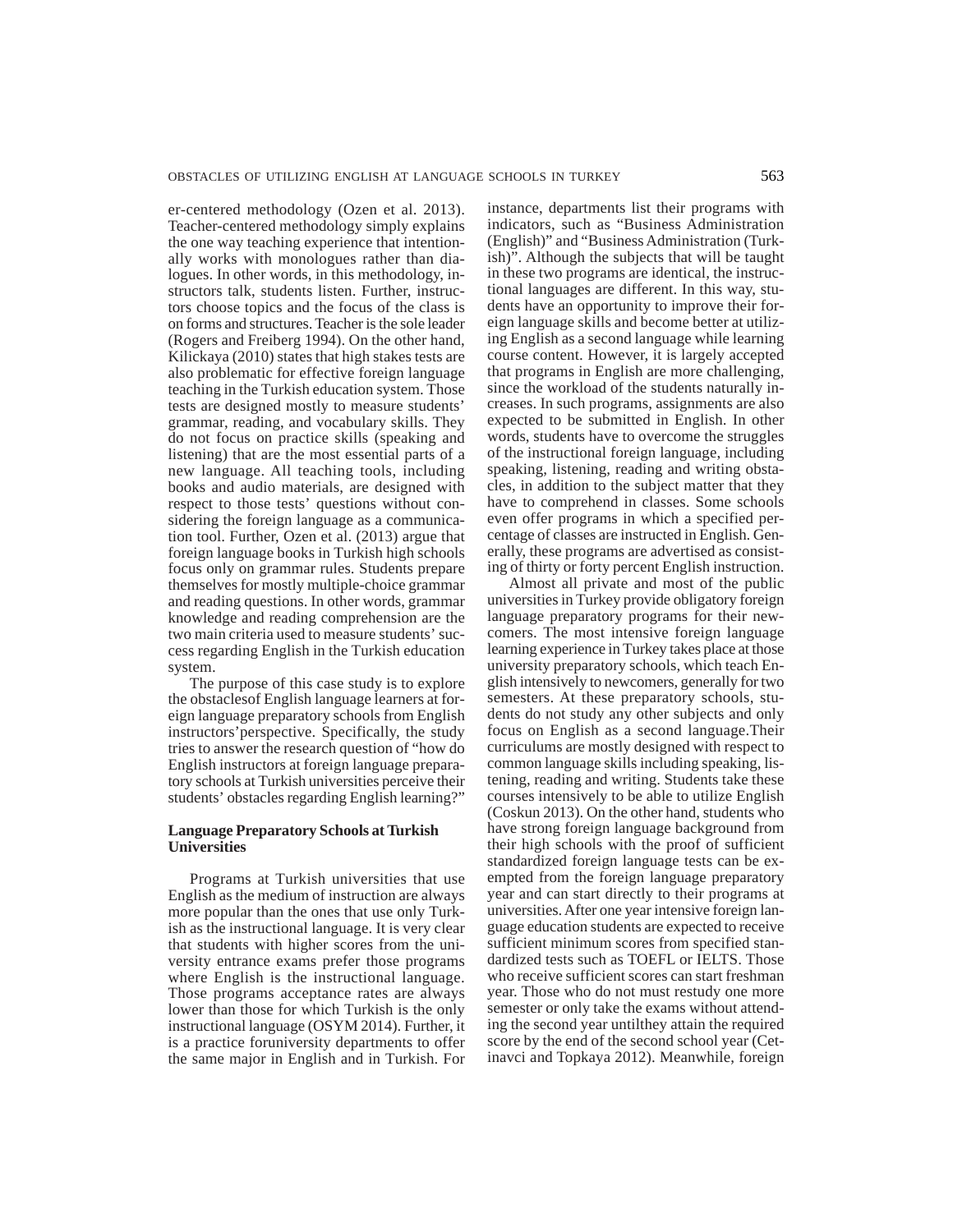er-centered methodology (Ozen et al. 2013). Teacher-centered methodology simply explains the one way teaching experience that intentionally works with monologues rather than dialogues. In other words, in this methodology, instructors talk, students listen. Further, instructors choose topics and the focus of the class is on forms and structures. Teacher is the sole leader (Rogers and Freiberg 1994). On the other hand, Kilickaya (2010) states that high stakes tests are also problematic for effective foreign language teaching in the Turkish education system. Those tests are designed mostly to measure students' grammar, reading, and vocabulary skills. They do not focus on practice skills (speaking and listening) that are the most essential parts of a new language. All teaching tools, including books and audio materials, are designed with respect to those tests' questions without considering the foreign language as a communication tool. Further, Ozen et al. (2013) argue that foreign language books in Turkish high schools focus only on grammar rules. Students prepare themselves for mostly multiple-choice grammar and reading questions. In other words, grammar knowledge and reading comprehension are the two main criteria used to measure students' success regarding English in the Turkish education system.

The purpose of this case study is to explore the obstaclesof English language learners at foreign language preparatory schools from English instructors'perspective. Specifically, the study tries to answer the research question of "how do English instructors at foreign language preparatory schools at Turkish universities perceive their students' obstacles regarding English learning?"

**Language Preparatory Schools at Turkish Universities**

Programs at Turkish universities that use English as the medium of instruction are always more popular than the ones that use only Turkish as the instructional language. It is very clear that students with higher scores from the university entrance exams prefer those programs where English is the instructional language. Those programs acceptance rates are always lower than those for which Turkish is the only instructional language (OSYM 2014). Further, it is a practice foruniversity departments to offer the same major in English and in Turkish. For instance, departments list their programs with indicators, such as "Business Administration (English)" and "Business Administration (Turkish)". Although the subjects that will be taught in these two programs are identical, the instructional languages are different. In this way, students have an opportunity to improve their foreign language skills and become better at utilizing English as a second language while learning course content. However, it is largely accepted that programs in English are more challenging, since the workload of the students naturally increases. In such programs, assignments are also expected to be submitted in English. In other words, students have to overcome the struggles of the instructional foreign language, including speaking, listening, reading and writing obstacles, in addition to the subject matter that they have to comprehend in classes. Some schools even offer programs in which a specified percentage of classes are instructed in English. Generally, these programs are advertised as consisting of thirty or forty percent English instruction.

Almost all private and most of the public universities in Turkey provide obligatory foreign language preparatory programs for their newcomers. The most intensive foreign language learning experience in Turkey takes place at those university preparatory schools, which teach English intensively to newcomers, generally for two semesters. At these preparatory schools, students do not study any other subjects and only focus on English as a second language.Their curriculums are mostly designed with respect to common language skills including speaking, listening, reading and writing. Students take these courses intensively to be able to utilize English (Coskun 2013). On the other hand, students who have strong foreign language background from their high schools with the proof of sufficient standardized foreign language tests can be exempted from the foreign language preparatory year and can start directly to their programs at universities. After one year intensive foreign language education students are expected to receive sufficient minimum scores from specified standardized tests such as TOEFL or IELTS. Those who receive sufficient scores can start freshman year. Those who do not must restudy one more semester or only take the exams without attending the second year untilthey attain the required score by the end of the second school year (Cetinavci and Topkaya 2012). Meanwhile, foreign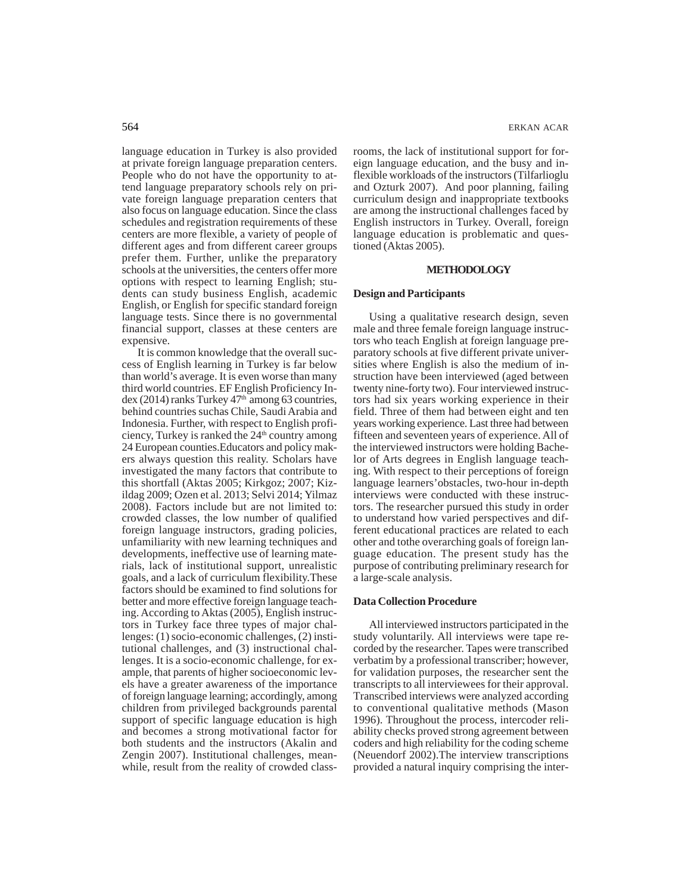language education in Turkey is also provided at private foreign language preparation centers. People who do not have the opportunity to attend language preparatory schools rely on private foreign language preparation centers that also focus on language education. Since the class schedules and registration requirements of these centers are more flexible, a variety of people of different ages and from different career groups prefer them. Further, unlike the preparatory schools at the universities, the centers offer more options with respect to learning English; students can study business English, academic English, or English for specific standard foreign language tests. Since there is no governmental financial support, classes at these centers are expensive.

It is common knowledge that the overall success of English learning in Turkey is far below than world's average. It is even worse than many third world countries. EF English Proficiency Index (2014) ranks Turkey 47th among 63 countries, behind countries suchas Chile, Saudi Arabia and Indonesia. Further, with respect to English proficiency, Turkey is ranked the 24th country among 24 European counties.Educators and policy makers always question this reality. Scholars have investigated the many factors that contribute to this shortfall (Aktas 2005; Kirkgoz; 2007; Kizildag 2009; Ozen et al. 2013; Selvi 2014; Yilmaz 2008). Factors include but are not limited to: crowded classes, the low number of qualified foreign language instructors, grading policies, unfamiliarity with new learning techniques and developments, ineffective use of learning materials, lack of institutional support, unrealistic goals, and a lack of curriculum flexibility.These factors should be examined to find solutions for better and more effective foreign language teaching. According to Aktas (2005), English instructors in Turkey face three types of major challenges: (1) socio-economic challenges, (2) institutional challenges, and (3) instructional challenges. It is a socio-economic challenge, for example, that parents of higher socioeconomic levels have a greater awareness of the importance of foreign language learning; accordingly, among children from privileged backgrounds parental support of specific language education is high and becomes a strong motivational factor for both students and the instructors (Akalin and Zengin 2007). Institutional challenges, meanwhile, result from the reality of crowded classrooms, the lack of institutional support for foreign language education, and the busy and inflexible workloads of the instructors (Tilfarlioglu and Ozturk 2007). And poor planning, failing curriculum design and inappropriate textbooks are among the instructional challenges faced by English instructors in Turkey. Overall, foreign language education is problematic and questioned (Aktas 2005).

## METHODOLOGY

### Design and Participants

Using a qualitative research design, seven male and three female foreign language instructors who teach English at foreign language preparatory schools at five different private universities where English is also the medium of instruction have been interviewed (aged between twenty nine-forty two). Four interviewed instructors had six years working experience in their field. Three of them had between eight and ten years working experience. Last three had between fifteen and seventeen years of experience. All of the interviewed instructors were holding Bachelor of Arts degrees in English language teaching. With respect to their perceptions of foreign language learners'obstacles, two-hour in-depth interviews were conducted with these instructors. The researcher pursued this study in order to understand how varied perspectives and different educational practices are related to each other and tothe overarching goals of foreign language education. The present study has the purpose of contributing preliminary research for a large-scale analysis.

### Data Collection Procedure

All interviewed instructors participated in the study voluntarily. All interviews were tape recorded by the researcher. Tapes were transcribed verbatim by a professional transcriber; however, for validation purposes, the researcher sent the transcripts to all interviewees for their approval. Transcribed interviews were analyzed according to conventional qualitative methods (Mason 1996). Throughout the process, intercoder reliability checks proved strong agreement between coders and high reliability for the coding scheme (Neuendorf 2002).The interview transcriptions provided a natural inquiry comprising the inter-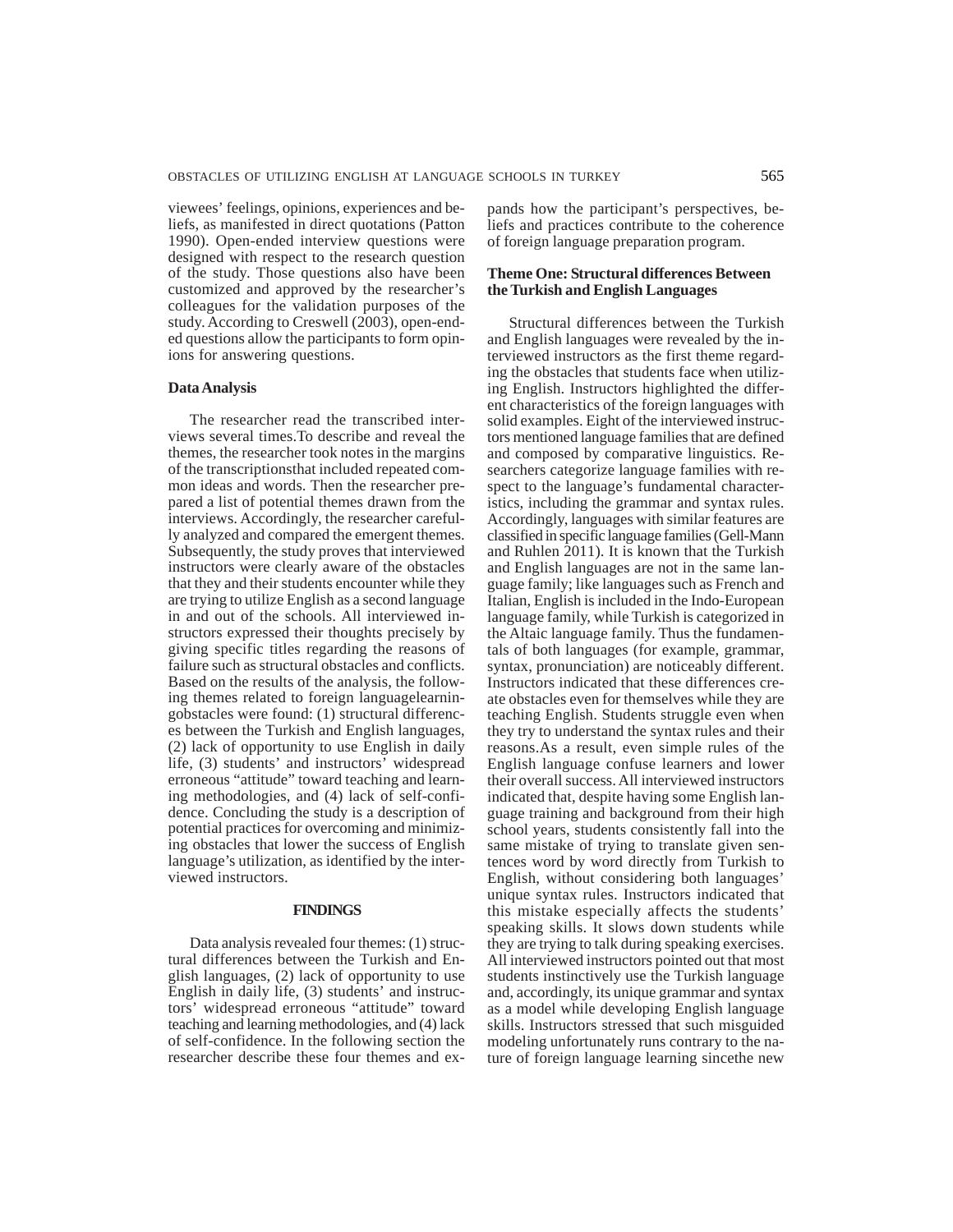viewees' feelings, opinions, experiences and beliefs, as manifested in direct quotations (Patton 1990). Open-ended interview questions were designed with respect to the research question of the study. Those questions also have been customized and approved by the researcher's colleagues for the validation purposes of the study. According to Creswell (2003), open-ended questions allow the participants to form opinions for answering questions.

### Data Analysis

The researcher read the transcribed interviews several times.To describe and reveal the themes, the researcher took notes in the margins of the transcriptionsthat included repeated common ideas and words. Then the researcher prepared a list of potential themes drawn from the interviews. Accordingly, the researcher carefully analyzed and compared the emergent themes. Subsequently, the study proves that interviewed instructors were clearly aware of the obstacles that they and their students encounter while they are trying to utilize English as a second language in and out of the schools. All interviewed instructors expressed their thoughts precisely by giving specific titles regarding the reasons of failure such as structural obstacles and conflicts. Based on the results of the analysis, the following themes related to foreign languagelearningobstacles were found: (1) structural differences between the Turkish and English languages, (2) lack of opportunity to use English in daily life, (3) students' and instructors' widespread erroneous "attitude" toward teaching and learning methodologies, and (4) lack of self-confidence. Concluding the study is a description of potential practices for overcoming and minimizing obstacles that lower the success of English language's utilization, as identified by the interviewed instructors.

## FINDINGS

Data analysis revealed four themes: (1) structural differences between the Turkish and English languages, (2) lack of opportunity to use English in daily life, (3) students' and instructors' widespread erroneous "attitude" toward teaching and learning methodologies, and (4) lack of self-confidence. In the following section the researcher describe these four themes and expands how the participant's perspectives, beliefs and practices contribute to the coherence of foreign language preparation program.

### Theme One: Structural differences Between the Turkish and English Languages

Structural differences between the Turkish and English languages were revealed by the interviewed instructors as the first theme regarding the obstacles that students face when utilizing English. Instructors highlighted the different characteristics of the foreign languages with solid examples. Eight of the interviewed instructors mentioned language families that are defined and composed by comparative linguistics. Researchers categorize language families with respect to the language's fundamental characteristics, including the grammar and syntax rules. Accordingly, languages with similar features are classified in specific language families (Gell-Mann and Ruhlen 2011). It is known that the Turkish and English languages are not in the same language family; like languages such as French and Italian, English is included in the Indo-European language family, while Turkish is categorized in the Altaic language family. Thus the fundamentals of both languages (for example, grammar, syntax, pronunciation) are noticeably different. Instructors indicated that these differences create obstacles even for themselves while they are teaching English. Students struggle even when they try to understand the syntax rules and their reasons.As a result, even simple rules of the English language confuse learners and lower their overall success. All interviewed instructors indicated that, despite having some English language training and background from their high school years, students consistently fall into the same mistake of trying to translate given sentences word by word directly from Turkish to English, without considering both languages' unique syntax rules. Instructors indicated that this mistake especially affects the students' speaking skills. It slows down students while they are trying to talk during speaking exercises. All interviewed instructors pointed out that most students instinctively use the Turkish language and, accordingly, its unique grammar and syntax as a model while developing English language skills. Instructors stressed that such misguided modeling unfortunately runs contrary to the nature of foreign language learning sincethe new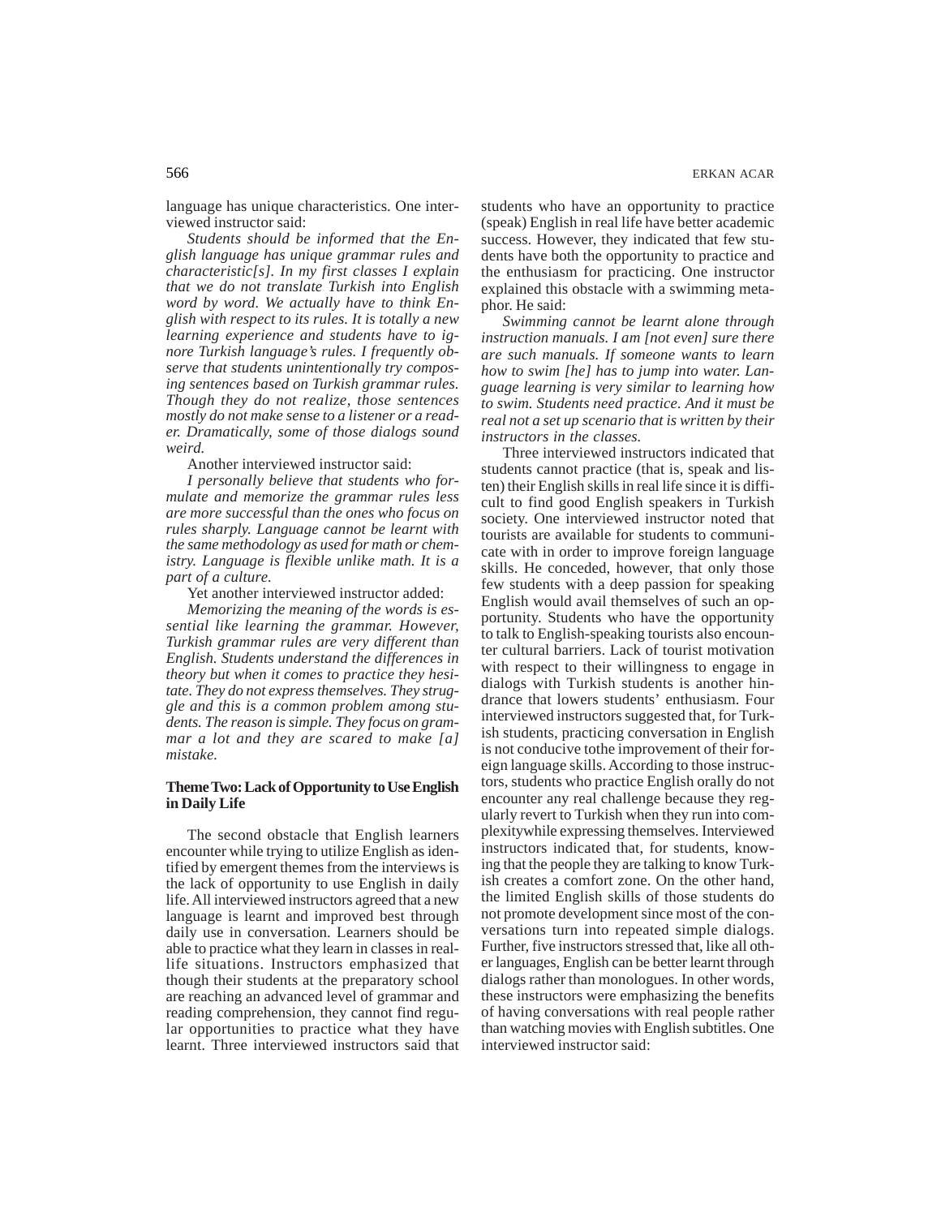language has unique characteristics. One interviewed instructor said:

*Students should be informed that the English language has unique grammar rules and characteristic[s]. In my first classes I explain that we do not translate Turkish into English word by word. We actually have to think English with respect to its rules. It is totally a new learning experience and students have to ignore Turkish language's rules. I frequently observe that students unintentionally try composing sentences based on Turkish grammar rules. Though they do not realize, those sentences mostly do not make sense to a listener or a reader. Dramatically, some of those dialogs sound weird.*

Another interviewed instructor said:

*I personally believe that students who formulate and memorize the grammar rules less are more successful than the ones who focus on rules sharply. Language cannot be learnt with the same methodology as used for math or chemistry. Language is flexible unlike math. It is a part of a culture.*

Yet another interviewed instructor added:

*Memorizing the meaning of the words is essential like learning the grammar. However, Turkish grammar rules are very different than English. Students understand the differences in theory but when it comes to practice they hesitate. They do not express themselves. They struggle and this is a common problem among students. The reason is simple. They focus on grammar a lot and they are scared to make [a] mistake.*

### Theme Two: Lack of Opportunity to Use English in Daily Life

The second obstacle that English learners encounter while trying to utilize English as identified by emergent themes from the interviews is the lack of opportunity to use English in daily life. All interviewed instructors agreed that a new language is learnt and improved best through daily use in conversation. Learners should be able to practice what they learn in classes in real-life situations. Instructors emphasized that though their students at the preparatory school are reaching an advanced level of grammar and reading comprehension, they cannot find regular opportunities to practice what they have learnt. Three interviewed instructors said that students who have an opportunity to practice (speak) English in real life have better academic success. However, they indicated that few students have both the opportunity to practice and the enthusiasm for practicing. One instructor explained this obstacle with a swimming metaphor. He said:

*Swimming cannot be learnt alone through instruction manuals. I am [not even] sure there are such manuals. If someone wants to learn how to swim [he] has to jump into water. Language learning is very similar to learning how to swim. Students need practice. And it must be real not a set up scenario that is written by their instructors in the classes.*

Three interviewed instructors indicated that students cannot practice (that is, speak and listen) their English skills in real life since it is difficult to find good English speakers in Turkish society. One interviewed instructor noted that tourists are available for students to communicate with in order to improve foreign language skills. He conceded, however, that only those few students with a deep passion for speaking English would avail themselves of such an opportunity. Students who have the opportunity to talk to English-speaking tourists also encounter cultural barriers. Lack of tourist motivation with respect to their willingness to engage in dialogs with Turkish students is another hindrance that lowers students' enthusiasm. Four interviewed instructors suggested that, for Turkish students, practicing conversation in English is not conducive tothe improvement of their foreign language skills. According to those instructors, students who practice English orally do not encounter any real challenge because they regularly revert to Turkish when they run into complexitywhile expressing themselves. Interviewed instructors indicated that, for students, knowing that the people they are talking to know Turkish creates a comfort zone. On the other hand, the limited English skills of those students do not promote development since most of the conversations turn into repeated simple dialogs. Further, five instructors stressed that, like all other languages, English can be better learnt through dialogs rather than monologues. In other words, these instructors were emphasizing the benefits of having conversations with real people rather than watching movies with English subtitles. One interviewed instructor said: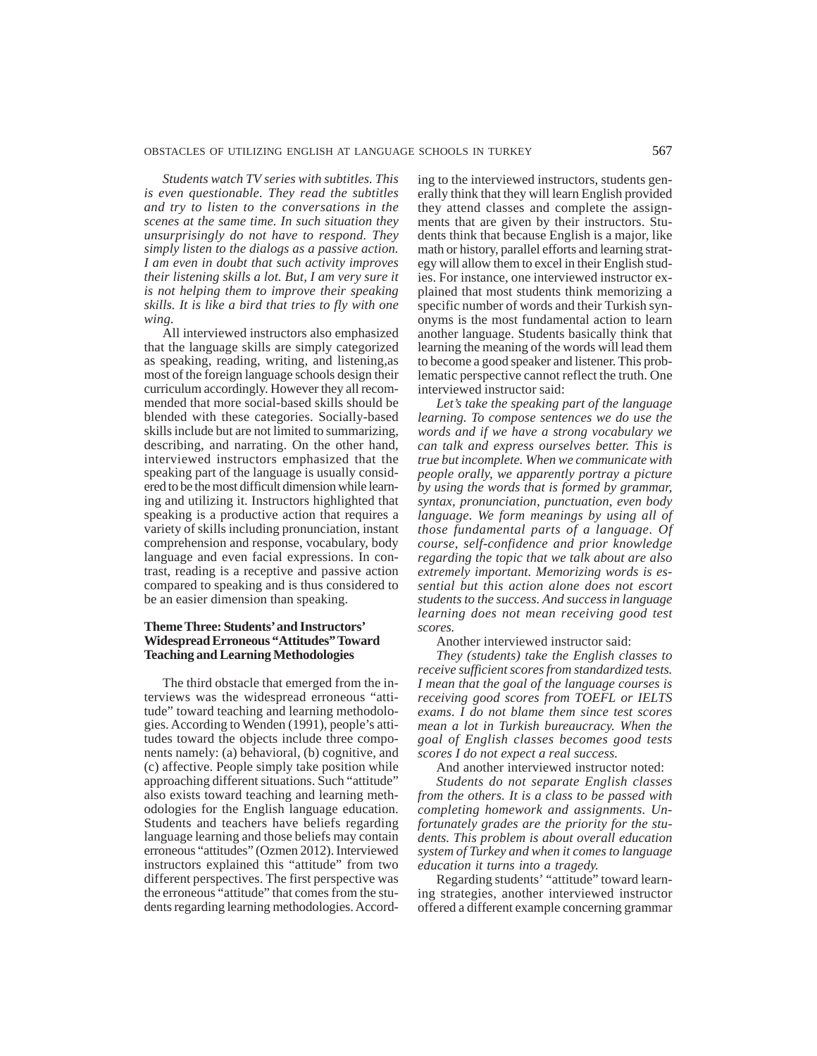*Students watch TV series with subtitles. This is even questionable. They read the subtitles and try to listen to the conversations in the scenes at the same time. In such situation they unsurprisingly do not have to respond. They simply listen to the dialogs as a passive action. I am even in doubt that such activity improves their listening skills a lot. But, I am very sure it is not helping them to improve their speaking skills. It is like a bird that tries to fly with one wing.*

All interviewed instructors also emphasized that the language skills are simply categorized as speaking, reading, writing, and listening,as most of the foreign language schools design their curriculum accordingly. However they all recommended that more social-based skills should be blended with these categories. Socially-based skills include but are not limited to summarizing, describing, and narrating. On the other hand, interviewed instructors emphasized that the speaking part of the language is usually considered to be the most difficult dimension while learning and utilizing it. Instructors highlighted that speaking is a productive action that requires a variety of skills including pronunciation, instant comprehension and response, vocabulary, body language and even facial expressions. In contrast, reading is a receptive and passive action compared to speaking and is thus considered to be an easier dimension than speaking.

### Theme Three: Students' and Instructors' Widespread Erroneous "Attitudes" Toward Teaching and Learning Methodologies

The third obstacle that emerged from the interviews was the widespread erroneous "attitude" toward teaching and learning methodologies. According to Wenden (1991), people's attitudes toward the objects include three components namely: (a) behavioral, (b) cognitive, and (c) affective. People simply take position while approaching different situations. Such "attitude" also exists toward teaching and learning methodologies for the English language education. Students and teachers have beliefs regarding language learning and those beliefs may contain erroneous "attitudes" (Ozmen 2012). Interviewed instructors explained this "attitude" from two different perspectives. The first perspective was the erroneous "attitude" that comes from the students regarding learning methodologies. According to the interviewed instructors, students generally think that they will learn English provided they attend classes and complete the assignments that are given by their instructors. Students think that because English is a major, like math or history, parallel efforts and learning strategy will allow them to excel in their English studies. For instance, one interviewed instructor explained that most students think memorizing a specific number of words and their Turkish synonyms is the most fundamental action to learn another language. Students basically think that learning the meaning of the words will lead them to become a good speaker and listener. This problematic perspective cannot reflect the truth. One interviewed instructor said:

*Let's take the speaking part of the language learning. To compose sentences we do use the words and if we have a strong vocabulary we can talk and express ourselves better. This is true but incomplete. When we communicate with people orally, we apparently portray a picture by using the words that is formed by grammar, syntax, pronunciation, punctuation, even body language. We form meanings by using all of those fundamental parts of a language. Of course, self-confidence and prior knowledge regarding the topic that we talk about are also extremely important. Memorizing words is essential but this action alone does not escort students to the success. And success in language learning does not mean receiving good test scores.*

Another interviewed instructor said:

*They (students) take the English classes to receive sufficient scores from standardized tests. I mean that the goal of the language courses is receiving good scores from TOEFL or IELTS exams. I do not blame them since test scores mean a lot in Turkish bureaucracy. When the goal of English classes becomes good tests scores I do not expect a real success.*

And another interviewed instructor noted:

*Students do not separate English classes from the others. It is a class to be passed with completing homework and assignments. Unfortunately grades are the priority for the students. This problem is about overall education system of Turkey and when it comes to language education it turns into a tragedy.*

Regarding students' "attitude" toward learning strategies, another interviewed instructor offered a different example concerning grammar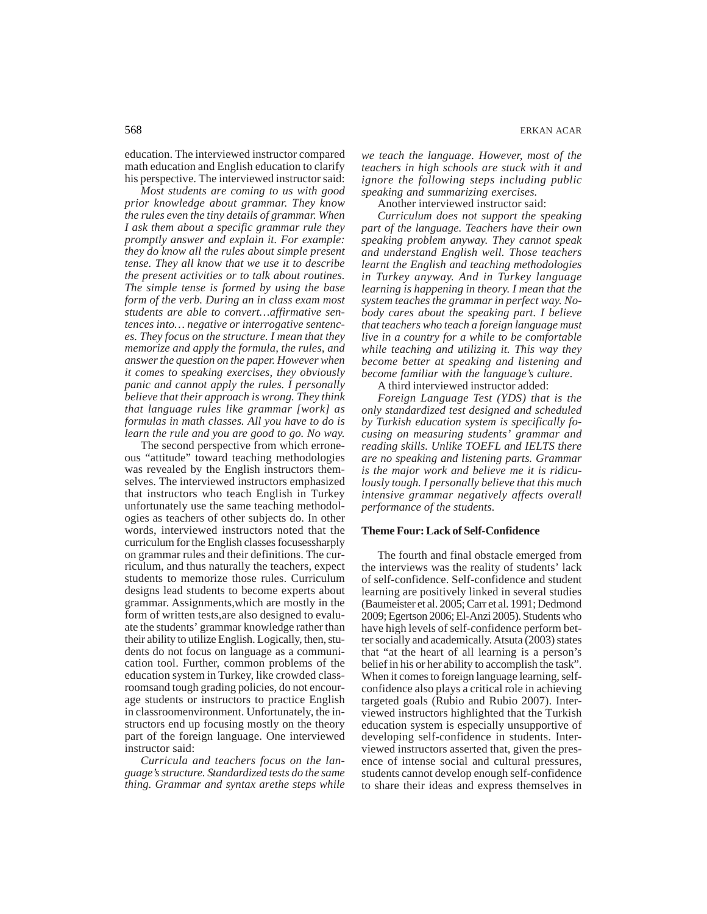education. The interviewed instructor compared math education and English education to clarify his perspective. The interviewed instructor said:

*Most students are coming to us with good prior knowledge about grammar. They know the rules even the tiny details of grammar. When I ask them about a specific grammar rule they promptly answer and explain it. For example: they do know all the rules about simple present tense. They all know that we use it to describe the present activities or to talk about routines. The simple tense is formed by using the base form of the verb. During an in class exam most students are able to convert…affirmative sentences into… negative or interrogative sentences. They focus on the structure. I mean that they memorize and apply the formula, the rules, and answer the question on the paper. However when it comes to speaking exercises, they obviously panic and cannot apply the rules. I personally believe that their approach is wrong. They think that language rules like grammar [work] as formulas in math classes. All you have to do is learn the rule and you are good to go. No way.*

The second perspective from which erroneous "attitude" toward teaching methodologies was revealed by the English instructors themselves. The interviewed instructors emphasized that instructors who teach English in Turkey unfortunately use the same teaching methodologies as teachers of other subjects do. In other words, interviewed instructors noted that the curriculum for the English classes focusessharply on grammar rules and their definitions. The curriculum, and thus naturally the teachers, expect students to memorize those rules. Curriculum designs lead students to become experts about grammar. Assignments,which are mostly in the form of written tests,are also designed to evaluate the students' grammar knowledge rather than their ability to utilize English. Logically, then, students do not focus on language as a communication tool. Further, common problems of the education system in Turkey, like crowded classroomsand tough grading policies, do not encourage students or instructors to practice English in classroomenvironment. Unfortunately, the instructors end up focusing mostly on the theory part of the foreign language. One interviewed instructor said:

*Curricula and teachers focus on the language's structure. Standardized tests do the same thing. Grammar and syntax arethe steps while we teach the language. However, most of the teachers in high schools are stuck with it and ignore the following steps including public speaking and summarizing exercises.*

Another interviewed instructor said:

*Curriculum does not support the speaking part of the language. Teachers have their own speaking problem anyway. They cannot speak and understand English well. Those teachers learnt the English and teaching methodologies in Turkey anyway. And in Turkey language learning is happening in theory. I mean that the system teaches the grammar in perfect way. Nobody cares about the speaking part. I believe that teachers who teach a foreign language must live in a country for a while to be comfortable while teaching and utilizing it. This way they become better at speaking and listening and become familiar with the language's culture.*

A third interviewed instructor added:

*Foreign Language Test (YDS) that is the only standardized test designed and scheduled by Turkish education system is specifically focusing on measuring students' grammar and reading skills. Unlike TOEFL and IELTS there are no speaking and listening parts. Grammar is the major work and believe me it is ridiculously tough. I personally believe that this much intensive grammar negatively affects overall performance of the students.*

**Theme Four: Lack of Self-Confidence**

The fourth and final obstacle emerged from the interviews was the reality of students' lack of self-confidence. Self-confidence and student learning are positively linked in several studies (Baumeister et al. 2005; Carr et al. 1991; Dedmond 2009; Egertson 2006; El-Anzi 2005). Students who have high levels of self-confidence perform better socially and academically. Atsuta (2003) states that "at the heart of all learning is a person's belief in his or her ability to accomplish the task". When it comes to foreign language learning, self-confidence also plays a critical role in achieving targeted goals (Rubio and Rubio 2007). Interviewed instructors highlighted that the Turkish education system is especially unsupportive of developing self-confidence in students. Interviewed instructors asserted that, given the presence of intense social and cultural pressures, students cannot develop enough self-confidence to share their ideas and express themselves in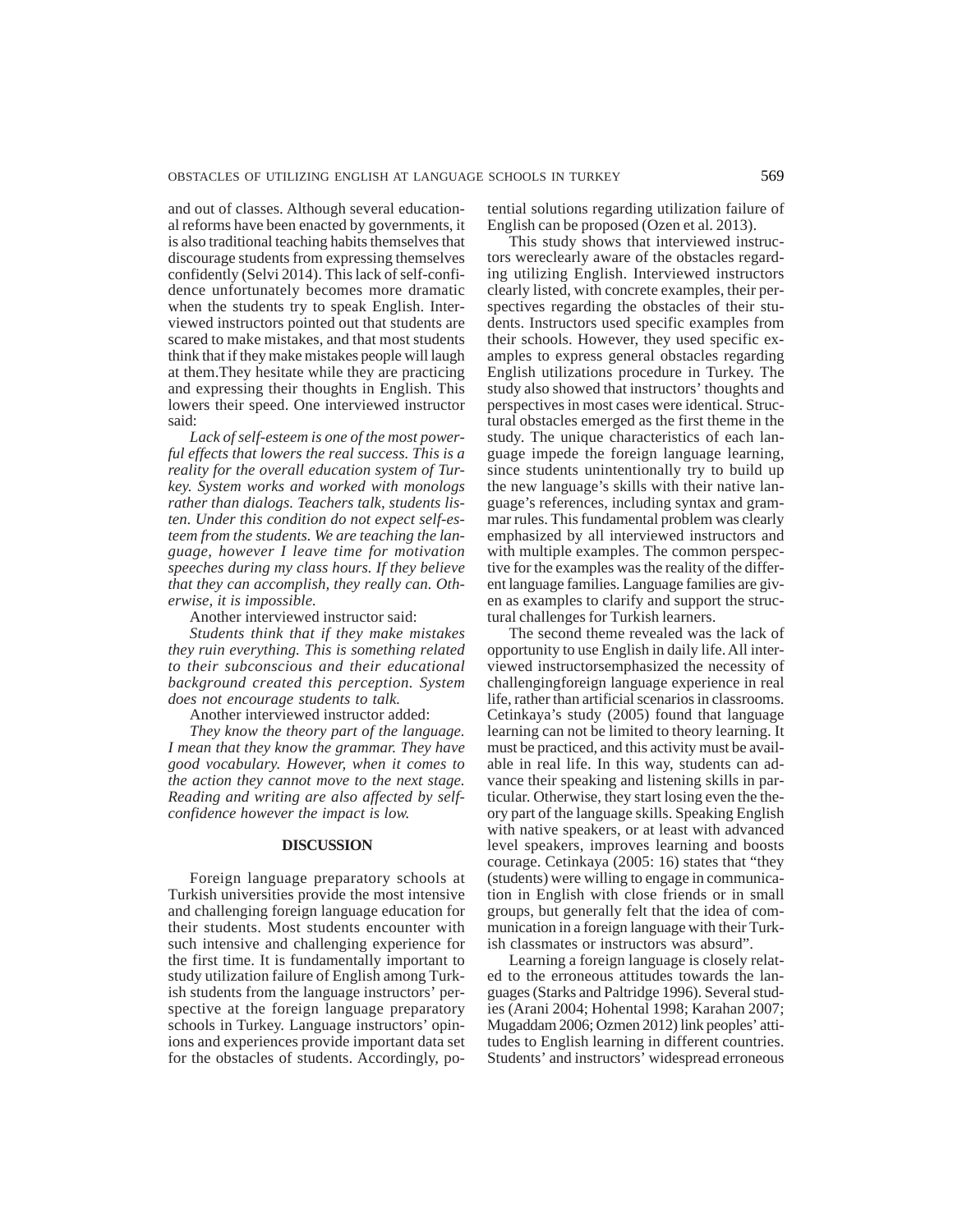and out of classes. Although several educational reforms have been enacted by governments, it is also traditional teaching habits themselves that discourage students from expressing themselves confidently (Selvi 2014). This lack of self-confidence unfortunately becomes more dramatic when the students try to speak English. Interviewed instructors pointed out that students are scared to make mistakes, and that most students think that if they make mistakes people will laugh at them.They hesitate while they are practicing and expressing their thoughts in English. This lowers their speed. One interviewed instructor said:

*Lack of self-esteem is one of the most powerful effects that lowers the real success. This is a reality for the overall education system of Turkey. System works and worked with monologs rather than dialogs. Teachers talk, students listen. Under this condition do not expect self-esteem from the students. We are teaching the language, however I leave time for motivation speeches during my class hours. If they believe that they can accomplish, they really can. Otherwise, it is impossible.*

Another interviewed instructor said:

*Students think that if they make mistakes they ruin everything. This is something related to their subconscious and their educational background created this perception. System does not encourage students to talk.*

Another interviewed instructor added:

*They know the theory part of the language. I mean that they know the grammar. They have good vocabulary. However, when it comes to the action they cannot move to the next stage. Reading and writing are also affected by self-confidence however the impact is low.*

## DISCUSSION

Foreign language preparatory schools at Turkish universities provide the most intensive and challenging foreign language education for their students. Most students encounter with such intensive and challenging experience for the first time. It is fundamentally important to study utilization failure of English among Turkish students from the language instructors' perspective at the foreign language preparatory schools in Turkey. Language instructors' opinions and experiences provide important data set for the obstacles of students. Accordingly, potential solutions regarding utilization failure of English can be proposed (Ozen et al. 2013).

This study shows that interviewed instructors wereclearly aware of the obstacles regarding utilizing English. Interviewed instructors clearly listed, with concrete examples, their perspectives regarding the obstacles of their students. Instructors used specific examples from their schools. However, they used specific examples to express general obstacles regarding English utilizations procedure in Turkey. The study also showed that instructors' thoughts and perspectives in most cases were identical. Structural obstacles emerged as the first theme in the study. The unique characteristics of each language impede the foreign language learning, since students unintentionally try to build up the new language's skills with their native language's references, including syntax and grammar rules. This fundamental problem was clearly emphasized by all interviewed instructors and with multiple examples. The common perspective for the examples was the reality of the different language families. Language families are given as examples to clarify and support the structural challenges for Turkish learners.

The second theme revealed was the lack of opportunity to use English in daily life. All interviewed instructorsemphasized the necessity of challengingforeign language experience in real life, rather than artificial scenarios in classrooms. Cetinkaya's study (2005) found that language learning can not be limited to theory learning. It must be practiced, and this activity must be available in real life. In this way, students can advance their speaking and listening skills in particular. Otherwise, they start losing even the theory part of the language skills. Speaking English with native speakers, or at least with advanced level speakers, improves learning and boosts courage. Cetinkaya (2005: 16) states that "they (students) were willing to engage in communication in English with close friends or in small groups, but generally felt that the idea of communication in a foreign language with their Turkish classmates or instructors was absurd".

Learning a foreign language is closely related to the erroneous attitudes towards the languages (Starks and Paltridge 1996). Several studies (Arani 2004; Hohental 1998; Karahan 2007; Mugaddam 2006; Ozmen 2012) link peoples' attitudes to English learning in different countries. Students' and instructors' widespread erroneous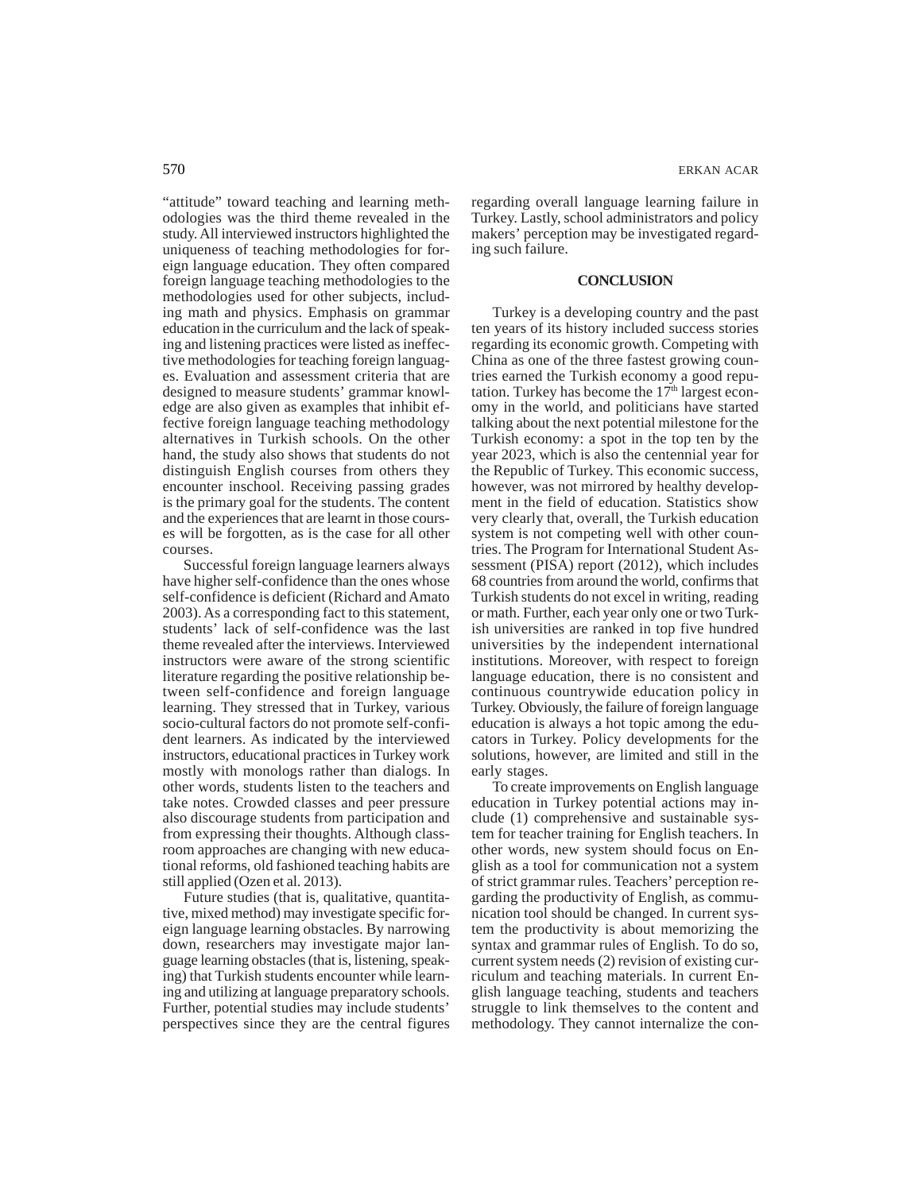"attitude" toward teaching and learning methodologies was the third theme revealed in the study. All interviewed instructors highlighted the uniqueness of teaching methodologies for foreign language education. They often compared foreign language teaching methodologies to the methodologies used for other subjects, including math and physics. Emphasis on grammar education in the curriculum and the lack of speaking and listening practices were listed as ineffective methodologies for teaching foreign languages. Evaluation and assessment criteria that are designed to measure students' grammar knowledge are also given as examples that inhibit effective foreign language teaching methodology alternatives in Turkish schools. On the other hand, the study also shows that students do not distinguish English courses from others they encounter inschool. Receiving passing grades is the primary goal for the students. The content and the experiences that are learnt in those courses will be forgotten, as is the case for all other courses.

Successful foreign language learners always have higher self-confidence than the ones whose self-confidence is deficient (Richard and Amato 2003). As a corresponding fact to this statement, students' lack of self-confidence was the last theme revealed after the interviews. Interviewed instructors were aware of the strong scientific literature regarding the positive relationship between self-confidence and foreign language learning. They stressed that in Turkey, various socio-cultural factors do not promote self-confident learners. As indicated by the interviewed instructors, educational practices in Turkey work mostly with monologs rather than dialogs. In other words, students listen to the teachers and take notes. Crowded classes and peer pressure also discourage students from participation and from expressing their thoughts. Although classroom approaches are changing with new educational reforms, old fashioned teaching habits are still applied (Ozen et al. 2013).

Future studies (that is, qualitative, quantitative, mixed method) may investigate specific foreign language learning obstacles. By narrowing down, researchers may investigate major language learning obstacles (that is, listening, speaking) that Turkish students encounter while learning and utilizing at language preparatory schools. Further, potential studies may include students' perspectives since they are the central figures regarding overall language learning failure in Turkey. Lastly, school administrators and policy makers' perception may be investigated regarding such failure.

## CONCLUSION

Turkey is a developing country and the past ten years of its history included success stories regarding its economic growth. Competing with China as one of the three fastest growing countries earned the Turkish economy a good reputation. Turkey has become the 17th largest economy in the world, and politicians have started talking about the next potential milestone for the Turkish economy: a spot in the top ten by the year 2023, which is also the centennial year for the Republic of Turkey. This economic success, however, was not mirrored by healthy development in the field of education. Statistics show very clearly that, overall, the Turkish education system is not competing well with other countries. The Program for International Student Assessment (PISA) report (2012), which includes 68 countries from around the world, confirms that Turkish students do not excel in writing, reading or math. Further, each year only one or two Turkish universities are ranked in top five hundred universities by the independent international institutions. Moreover, with respect to foreign language education, there is no consistent and continuous countrywide education policy in Turkey. Obviously, the failure of foreign language education is always a hot topic among the educators in Turkey. Policy developments for the solutions, however, are limited and still in the early stages.

To create improvements on English language education in Turkey potential actions may include (1) comprehensive and sustainable system for teacher training for English teachers. In other words, new system should focus on English as a tool for communication not a system of strict grammar rules. Teachers' perception regarding the productivity of English, as communication tool should be changed. In current system the productivity is about memorizing the syntax and grammar rules of English. To do so, current system needs (2) revision of existing curriculum and teaching materials. In current English language teaching, students and teachers struggle to link themselves to the content and methodology. They cannot internalize the con-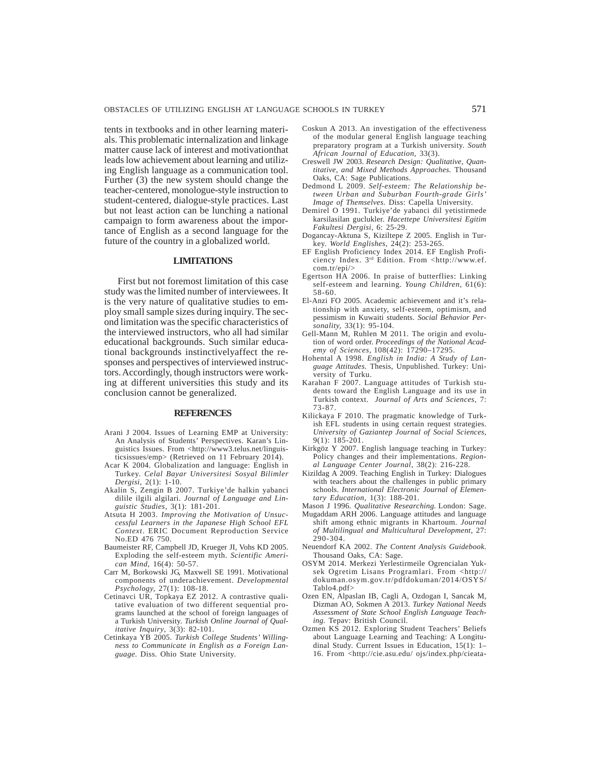tents in textbooks and in other learning materials. This problematic internalization and linkage matter cause lack of interest and motivationthat leads low achievement about learning and utilizing English language as a communication tool. Further (3) the new system should change the teacher-centered, monologue-style instruction to student-centered, dialogue-style practices. Last but not least action can be lunching a national campaign to form awareness about the importance of English as a second language for the future of the country in a globalized world.

## LIMITATIONS

First but not foremost limitation of this case study was the limited number of interviewees. It is the very nature of qualitative studies to employ small sample sizes during inquiry. The second limitation was the specific characteristics of the interviewed instructors, who all had similar educational backgrounds. Such similar educational backgrounds instinctivelyaffect the responses and perspectives of interviewed instructors. Accordingly, though instructors were working at different universities this study and its conclusion cannot be generalized.

## REFERENCES

Arani J 2004. Issues of Learning EMP at University: An Analysis of Students' Perspectives. Karan's Linguistics Issues. From <http://www3.telus.net/linguisticsissues/emp> (Retrieved on 11 February 2014).

Acar K 2004. Globalization and language: English in Turkey. *Celal Bayar Universitesi Sosyal Bilimler Dergisi*, 2(1): 1-10.

Akalin S, Zengin B 2007. Turkiye'de halkin yabanci dilile ilgili algilari. *Journal of Language and Linguistic Studies*, 3(1): 181-201.

Atsuta H 2003. *Improving the Motivation of Unsuccessful Learners in the Japanese High School EFL Context*. ERIC Document Reproduction Service No.ED 476 750.

Baumeister RF, Campbell JD, Krueger JI, Vohs KD 2005. Exploding the self-esteem myth. *Scientific American Mind*, 16(4): 50-57.

Carr M, Borkowski JG, Maxwell SE 1991. Motivational components of underachievement. *Developmental Psychology*, 27(1): 108-18.

Cetinavci UR, Topkaya EZ 2012. A contrastive qualitative evaluation of two different sequential programs launched at the school of foreign languages of a Turkish University. *Turkish Online Journal of Qualitative Inquiry*, 3(3): 82-101.

Cetinkaya YB 2005. *Turkish College Students' Willingness to Communicate in English as a Foreign Language*. Diss. Ohio State University.

Coskun A 2013. An investigation of the effectiveness of the modular general English language teaching preparatory program at a Turkish university. *South African Journal of Education*, 33(3).

Creswell JW 2003. *Research Design: Qualitative, Quantitative, and Mixed Methods Approaches*. Thousand Oaks, CA: Sage Publications.

Dedmond L 2009. *Self-esteem: The Relationship between Urban and Suburban Fourth-grade Girls' Image of Themselves*. Diss: Capella University.

Demirel O 1991. Turkiye'de yabanci dil yetistirmede karsilasilan guclukler. *Hacettepe Universitesi Egitim Fakultesi Dergisi*, 6: 25-29.

Dogancay-Aktuna S, Kiziltepe Z 2005. English in Turkey. *World Englishes*, 24(2): 253-265.

EF English Proficiency Index 2014. EF English Proficiency Index. 3rd Edition. From <http://www.ef.com.tr/epi/>

Egertson HA 2006. In praise of butterflies: Linking self-esteem and learning. *Young Children*, 61(6): 58-60.

El-Anzi FO 2005. Academic achievement and it's relationship with anxiety, self-esteem, optimism, and pessimism in Kuwaiti students. *Social Behavior Personality*, 33(1): 95-104.

Gell-Mann M, Ruhlen M 2011. The origin and evolution of word order. *Proceedings of the National Academy of Sciences*, 108(42): 17290–17295.

Hohental A 1998. *English in India: A Study of Language Attitudes*. Thesis, Unpublished. Turkey: University of Turku.

Karahan F 2007. Language attitudes of Turkish students toward the English Language and its use in Turkish context. *Journal of Arts and Sciences*, 7: 73-87.

Kilickaya F 2010. The pragmatic knowledge of Turkish EFL students in using certain request strategies. *University of Gaziantep Journal of Social Sciences*, 9(1): 185-201.

Kirkgöz Y 2007. English language teaching in Turkey: Policy changes and their implementations. *Regional Language Center Journal*, 38(2): 216-228.

Kizildag A 2009. Teaching English in Turkey: Dialogues with teachers about the challenges in public primary schools. *International Electronic Journal of Elementary Education*, 1(3): 188-201.

Mason J 1996. *Qualitative Researching*. London: Sage.

Mugaddam ARH 2006. Language attitudes and language shift among ethnic migrants in Khartoum. *Journal of Multilingual and Multicultural Development*, 27: 290-304.

Neuendorf KA 2002. *The Content Analysis Guidebook*. Thousand Oaks, CA: Sage.

OSYM 2014. Merkezi Yerlestirmeile Ogrencialan Yuksek Ogretim Lisans Programlari. From <http://dokuman.osym.gov.tr/pdfdokuman/2014/OSYS/Tablo4.pdf>

Ozen EN, Alpaslan IB, Cagli A, Ozdogan I, Sancak M, Dizman AO, Sokmen A 2013. *Turkey National Needs Assessment of State School English Language Teaching*. Tepav: British Council.

Ozmen KS 2012. Exploring Student Teachers' Beliefs about Language Learning and Teaching: A Longitudinal Study. Current Issues in Education, 15(1): 1–16. From <http://cie.asu.edu/ ojs/index.php/cieata-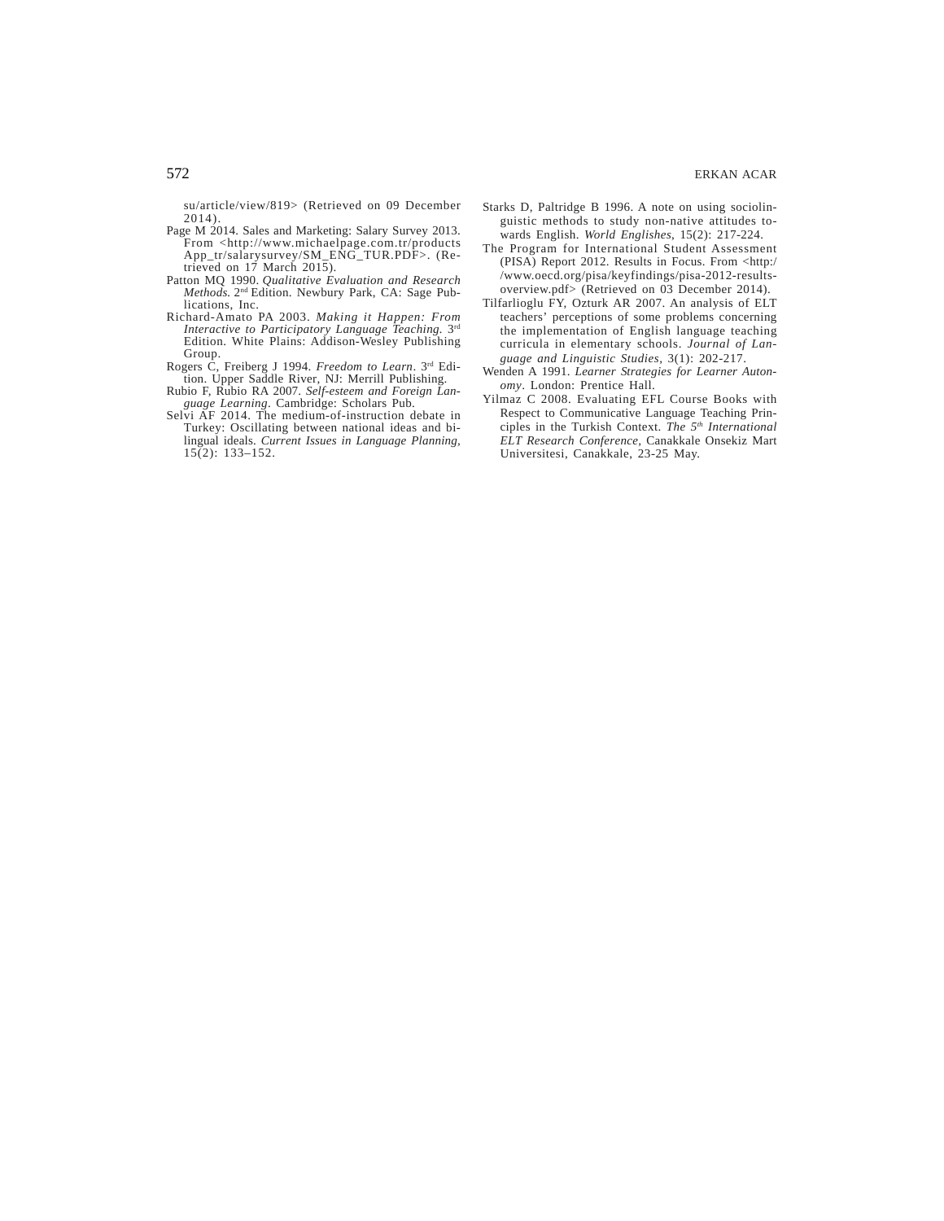su/article/view/819> (Retrieved on 09 December 2014).

Page M 2014. Sales and Marketing: Salary Survey 2013. From <http://www.michaelpage.com.tr/products App_tr/salarysurvey/SM_ENG_TUR.PDF>. (Retrieved on 17 March 2015).

Patton MQ 1990. *Qualitative Evaluation and Research Methods.* 2nd Edition. Newbury Park, CA: Sage Publications, Inc.

Richard-Amato PA 2003. *Making it Happen: From Interactive to Participatory Language Teaching.* 3rd Edition. White Plains: Addison-Wesley Publishing Group.

Rogers C, Freiberg J 1994. *Freedom to Learn*. 3rd Edition. Upper Saddle River, NJ: Merrill Publishing.

Rubio F, Rubio RA 2007. *Self-esteem and Foreign Language Learning*. Cambridge: Scholars Pub.

Selvi AF 2014. The medium-of-instruction debate in Turkey: Oscillating between national ideas and bilingual ideals. *Current Issues in Language Planning*, 15(2): 133–152.

Starks D, Paltridge B 1996. A note on using sociolinguistic methods to study non-native attitudes towards English. *World Englishes*, 15(2): 217-224.

The Program for International Student Assessment (PISA) Report 2012. Results in Focus. From <http://www.oecd.org/pisa/keyfindings/pisa-2012-results-overview.pdf> (Retrieved on 03 December 2014).

Tilfarlioglu FY, Ozturk AR 2007. An analysis of ELT teachers' perceptions of some problems concerning the implementation of English language teaching curricula in elementary schools. *Journal of Language and Linguistic Studies*, 3(1): 202-217.

Wenden A 1991. *Learner Strategies for Learner Autonomy*. London: Prentice Hall.

Yilmaz C 2008. Evaluating EFL Course Books with Respect to Communicative Language Teaching Principles in the Turkish Context. *The 5th International ELT Research Conference*, Canakkale Onsekiz Mart Universitesi, Canakkale, 23-25 May.